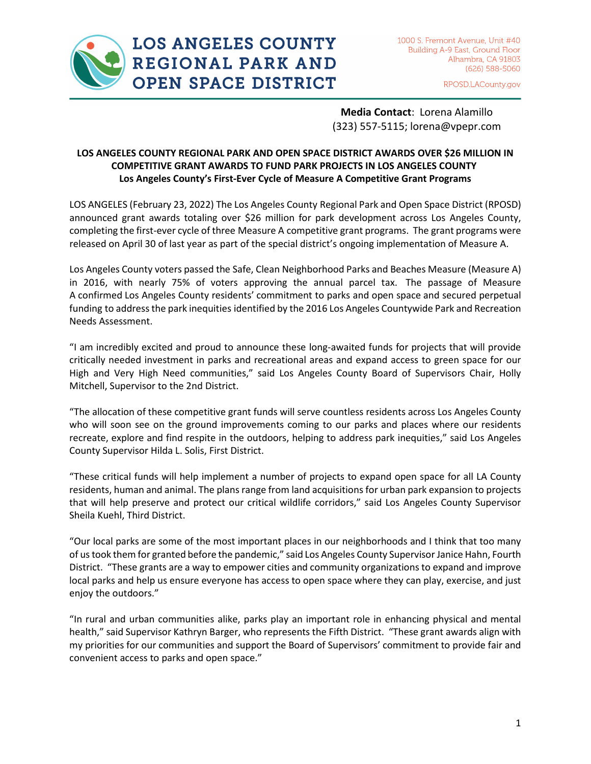# LOS ANGELES COUNTY REGIONAL PARK AND OPEN SPACE DISTRICT

1000 S. Fremont Avenue, Unit #40
Building A-9 East, Ground Floor
Alhambra, CA 91803
(626) 588-5060

RPOSD.LACounty.gov

**Media Contact**: Lorena Alamillo
(323) 557-5115; lorena@vpepr.com

**LOS ANGELES COUNTY REGIONAL PARK AND OPEN SPACE DISTRICT AWARDS OVER $26 MILLION IN COMPETITIVE GRANT AWARDS TO FUND PARK PROJECTS IN LOS ANGELES COUNTY**
**Los Angeles County's First-Ever Cycle of Measure A Competitive Grant Programs**

LOS ANGELES (February 23, 2022) The Los Angeles County Regional Park and Open Space District (RPOSD) announced grant awards totaling over $26 million for park development across Los Angeles County, completing the first-ever cycle of three Measure A competitive grant programs. The grant programs were released on April 30 of last year as part of the special district's ongoing implementation of Measure A.

Los Angeles County voters passed the Safe, Clean Neighborhood Parks and Beaches Measure (Measure A) in 2016, with nearly 75% of voters approving the annual parcel tax. The passage of Measure A confirmed Los Angeles County residents' commitment to parks and open space and secured perpetual funding to address the park inequities identified by the 2016 Los Angeles Countywide Park and Recreation Needs Assessment.

"I am incredibly excited and proud to announce these long-awaited funds for projects that will provide critically needed investment in parks and recreational areas and expand access to green space for our High and Very High Need communities," said Los Angeles County Board of Supervisors Chair, Holly Mitchell, Supervisor to the 2nd District.

"The allocation of these competitive grant funds will serve countless residents across Los Angeles County who will soon see on the ground improvements coming to our parks and places where our residents recreate, explore and find respite in the outdoors, helping to address park inequities," said Los Angeles County Supervisor Hilda L. Solis, First District.

"These critical funds will help implement a number of projects to expand open space for all LA County residents, human and animal. The plans range from land acquisitions for urban park expansion to projects that will help preserve and protect our critical wildlife corridors," said Los Angeles County Supervisor Sheila Kuehl, Third District.

"Our local parks are some of the most important places in our neighborhoods and I think that too many of us took them for granted before the pandemic," said Los Angeles County Supervisor Janice Hahn, Fourth District. "These grants are a way to empower cities and community organizations to expand and improve local parks and help us ensure everyone has access to open space where they can play, exercise, and just enjoy the outdoors."

"In rural and urban communities alike, parks play an important role in enhancing physical and mental health," said Supervisor Kathryn Barger, who represents the Fifth District. "These grant awards align with my priorities for our communities and support the Board of Supervisors' commitment to provide fair and convenient access to parks and open space."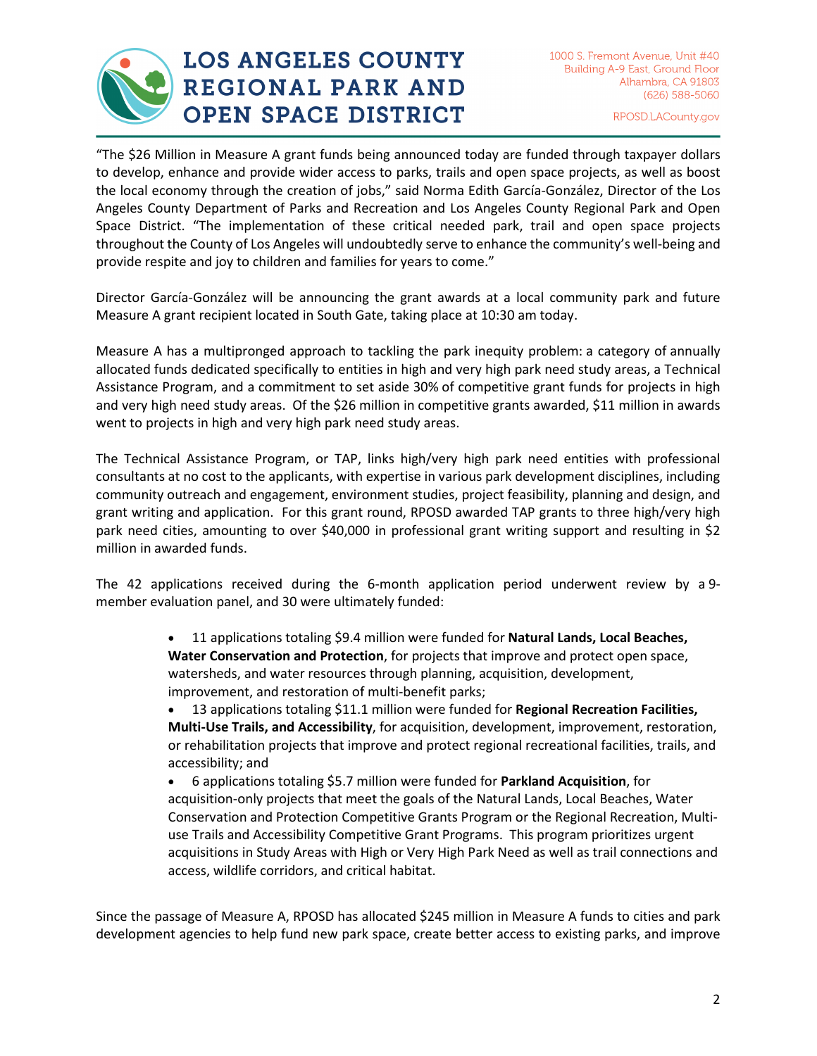"The $26 Million in Measure A grant funds being announced today are funded through taxpayer dollars to develop, enhance and provide wider access to parks, trails and open space projects, as well as boost the local economy through the creation of jobs," said Norma Edith García-González, Director of the Los Angeles County Department of Parks and Recreation and Los Angeles County Regional Park and Open Space District. "The implementation of these critical needed park, trail and open space projects throughout the County of Los Angeles will undoubtedly serve to enhance the community's well-being and provide respite and joy to children and families for years to come."

Director García-González will be announcing the grant awards at a local community park and future Measure A grant recipient located in South Gate, taking place at 10:30 am today.

Measure A has a multipronged approach to tackling the park inequity problem: a category of annually allocated funds dedicated specifically to entities in high and very high park need study areas, a Technical Assistance Program, and a commitment to set aside 30% of competitive grant funds for projects in high and very high need study areas. Of the $26 million in competitive grants awarded, $11 million in awards went to projects in high and very high park need study areas.

The Technical Assistance Program, or TAP, links high/very high park need entities with professional consultants at no cost to the applicants, with expertise in various park development disciplines, including community outreach and engagement, environment studies, project feasibility, planning and design, and grant writing and application. For this grant round, RPOSD awarded TAP grants to three high/very high park need cities, amounting to over $40,000 in professional grant writing support and resulting in $2 million in awarded funds.

The 42 applications received during the 6-month application period underwent review by a 9-member evaluation panel, and 30 were ultimately funded:

- 11 applications totaling $9.4 million were funded for **Natural Lands, Local Beaches, Water Conservation and Protection**, for projects that improve and protect open space, watersheds, and water resources through planning, acquisition, development, improvement, and restoration of multi-benefit parks;
- 13 applications totaling $11.1 million were funded for **Regional Recreation Facilities, Multi-Use Trails, and Accessibility**, for acquisition, development, improvement, restoration, or rehabilitation projects that improve and protect regional recreational facilities, trails, and accessibility; and
- 6 applications totaling $5.7 million were funded for **Parkland Acquisition**, for acquisition-only projects that meet the goals of the Natural Lands, Local Beaches, Water Conservation and Protection Competitive Grants Program or the Regional Recreation, Multi-use Trails and Accessibility Competitive Grant Programs. This program prioritizes urgent acquisitions in Study Areas with High or Very High Park Need as well as trail connections and access, wildlife corridors, and critical habitat.

Since the passage of Measure A, RPOSD has allocated $245 million in Measure A funds to cities and park development agencies to help fund new park space, create better access to existing parks, and improve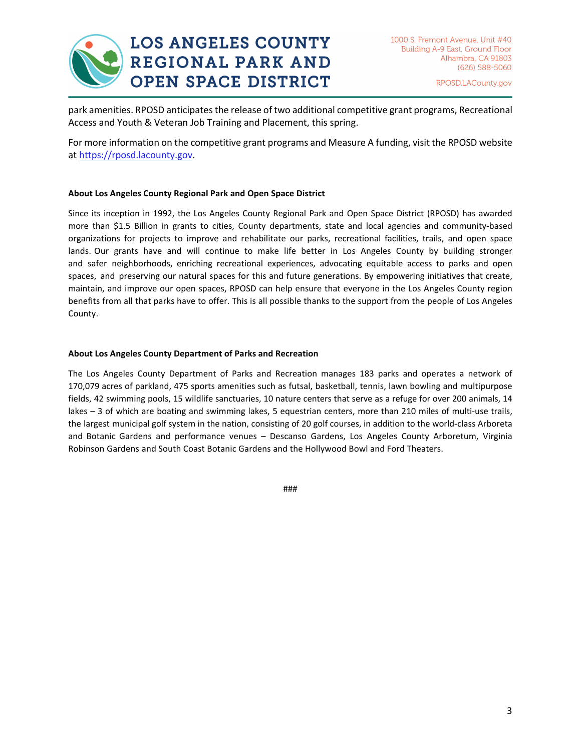park amenities. RPOSD anticipates the release of two additional competitive grant programs, Recreational Access and Youth & Veteran Job Training and Placement, this spring.

For more information on the competitive grant programs and Measure A funding, visit the RPOSD website at https://rposd.lacounty.gov.

**About Los Angeles County Regional Park and Open Space District**

Since its inception in 1992, the Los Angeles County Regional Park and Open Space District (RPOSD) has awarded more than $1.5 Billion in grants to cities, County departments, state and local agencies and community-based organizations for projects to improve and rehabilitate our parks, recreational facilities, trails, and open space lands. Our grants have and will continue to make life better in Los Angeles County by building stronger and safer neighborhoods, enriching recreational experiences, advocating equitable access to parks and open spaces, and preserving our natural spaces for this and future generations. By empowering initiatives that create, maintain, and improve our open spaces, RPOSD can help ensure that everyone in the Los Angeles County region benefits from all that parks have to offer. This is all possible thanks to the support from the people of Los Angeles County.

**About Los Angeles County Department of Parks and Recreation**

The Los Angeles County Department of Parks and Recreation manages 183 parks and operates a network of 170,079 acres of parkland, 475 sports amenities such as futsal, basketball, tennis, lawn bowling and multipurpose fields, 42 swimming pools, 15 wildlife sanctuaries, 10 nature centers that serve as a refuge for over 200 animals, 14 lakes – 3 of which are boating and swimming lakes, 5 equestrian centers, more than 210 miles of multi-use trails, the largest municipal golf system in the nation, consisting of 20 golf courses, in addition to the world-class Arboreta and Botanic Gardens and performance venues – Descanso Gardens, Los Angeles County Arboretum, Virginia Robinson Gardens and South Coast Botanic Gardens and the Hollywood Bowl and Ford Theaters.

###